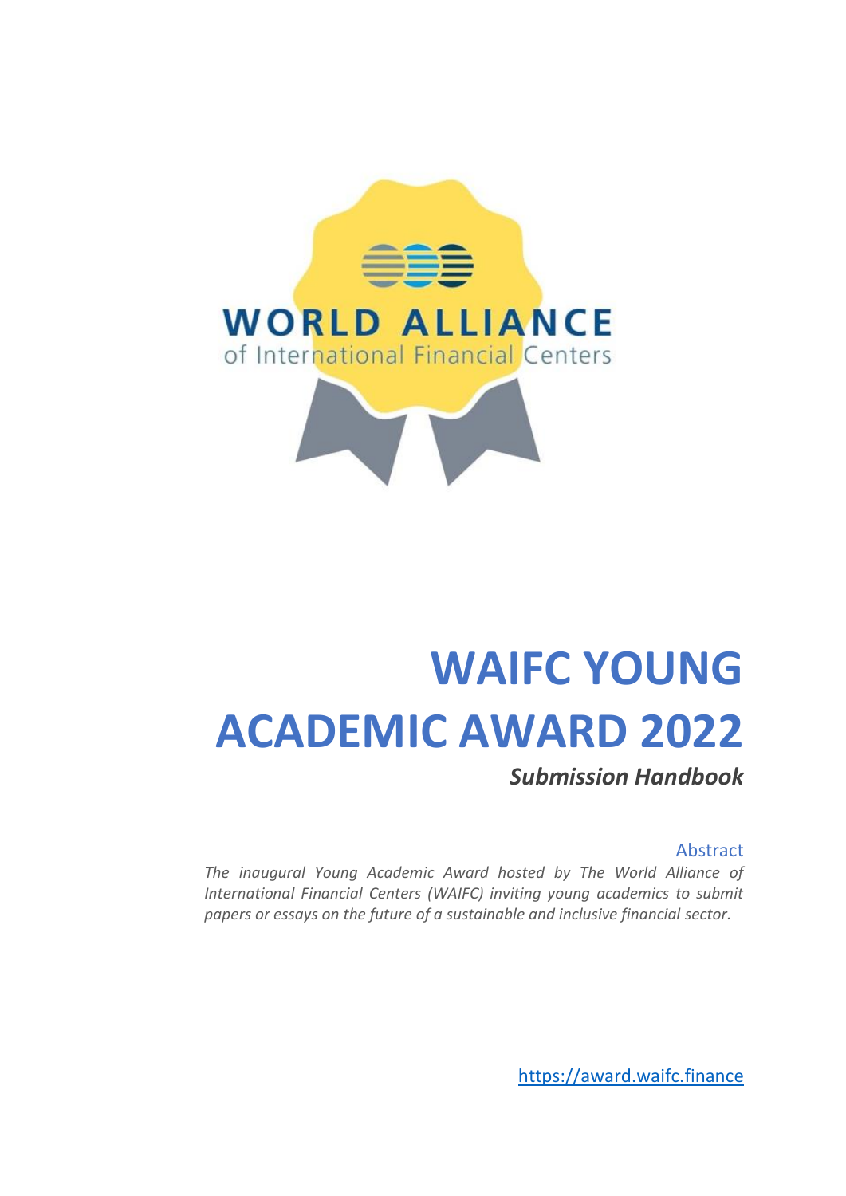WORLD ALLIANCE
of International Financial Centers

# WAIFC YOUNG ACADEMIC AWARD 2022

***Submission Handbook***

## Abstract

*The inaugural Young Academic Award hosted by The World Alliance of International Financial Centers (WAIFC) inviting young academics to submit papers or essays on the future of a sustainable and inclusive financial sector.*

https://award.waifc.finance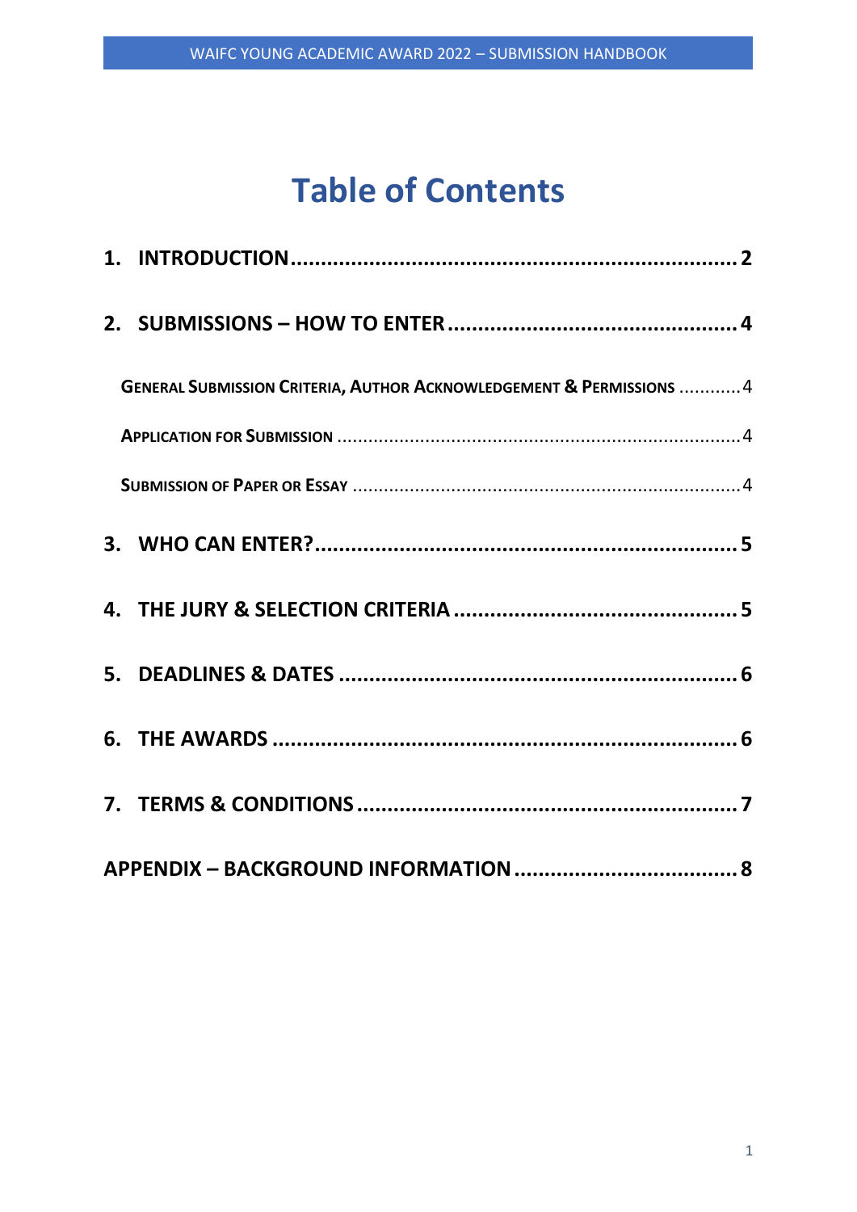# Table of Contents

1. INTRODUCTION .......... 2
2. SUBMISSIONS – HOW TO ENTER .......... 4
   - GENERAL SUBMISSION CRITERIA, AUTHOR ACKNOWLEDGEMENT & PERMISSIONS .......... 4
   - APPLICATION FOR SUBMISSION .......... 4
   - SUBMISSION OF PAPER OR ESSAY .......... 4
3. WHO CAN ENTER? .......... 5
4. THE JURY & SELECTION CRITERIA .......... 5
5. DEADLINES & DATES .......... 6
6. THE AWARDS .......... 6
7. TERMS & CONDITIONS .......... 7

APPENDIX – BACKGROUND INFORMATION .......... 8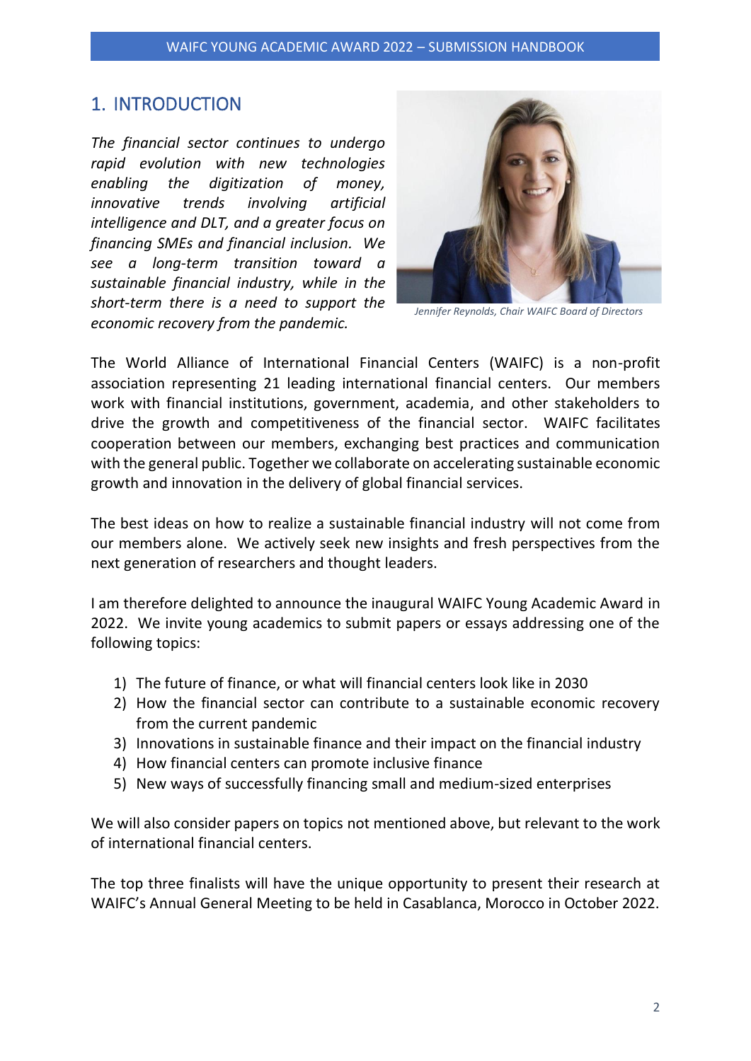## 1. INTRODUCTION

*The financial sector continues to undergo rapid evolution with new technologies enabling the digitization of money, innovative trends involving artificial intelligence and DLT, and a greater focus on financing SMEs and financial inclusion. We see a long-term transition toward a sustainable financial industry, while in the short-term there is a need to support the economic recovery from the pandemic.*

*Jennifer Reynolds, Chair WAIFC Board of Directors*

The World Alliance of International Financial Centers (WAIFC) is a non-profit association representing 21 leading international financial centers. Our members work with financial institutions, government, academia, and other stakeholders to drive the growth and competitiveness of the financial sector. WAIFC facilitates cooperation between our members, exchanging best practices and communication with the general public. Together we collaborate on accelerating sustainable economic growth and innovation in the delivery of global financial services.

The best ideas on how to realize a sustainable financial industry will not come from our members alone. We actively seek new insights and fresh perspectives from the next generation of researchers and thought leaders.

I am therefore delighted to announce the inaugural WAIFC Young Academic Award in 2022. We invite young academics to submit papers or essays addressing one of the following topics:

1) The future of finance, or what will financial centers look like in 2030
2) How the financial sector can contribute to a sustainable economic recovery from the current pandemic
3) Innovations in sustainable finance and their impact on the financial industry
4) How financial centers can promote inclusive finance
5) New ways of successfully financing small and medium-sized enterprises

We will also consider papers on topics not mentioned above, but relevant to the work of international financial centers.

The top three finalists will have the unique opportunity to present their research at WAIFC's Annual General Meeting to be held in Casablanca, Morocco in October 2022.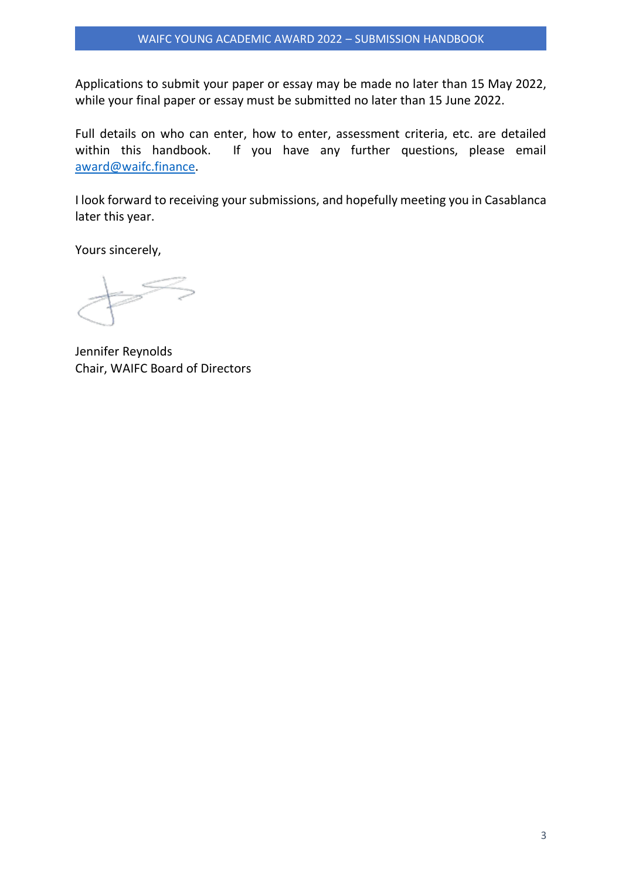Applications to submit your paper or essay may be made no later than 15 May 2022, while your final paper or essay must be submitted no later than 15 June 2022.

Full details on who can enter, how to enter, assessment criteria, etc. are detailed within this handbook. If you have any further questions, please email [award@waifc.finance](mailto:award@waifc.finance).

I look forward to receiving your submissions, and hopefully meeting you in Casablanca later this year.

Yours sincerely,

Jennifer Reynolds
Chair, WAIFC Board of Directors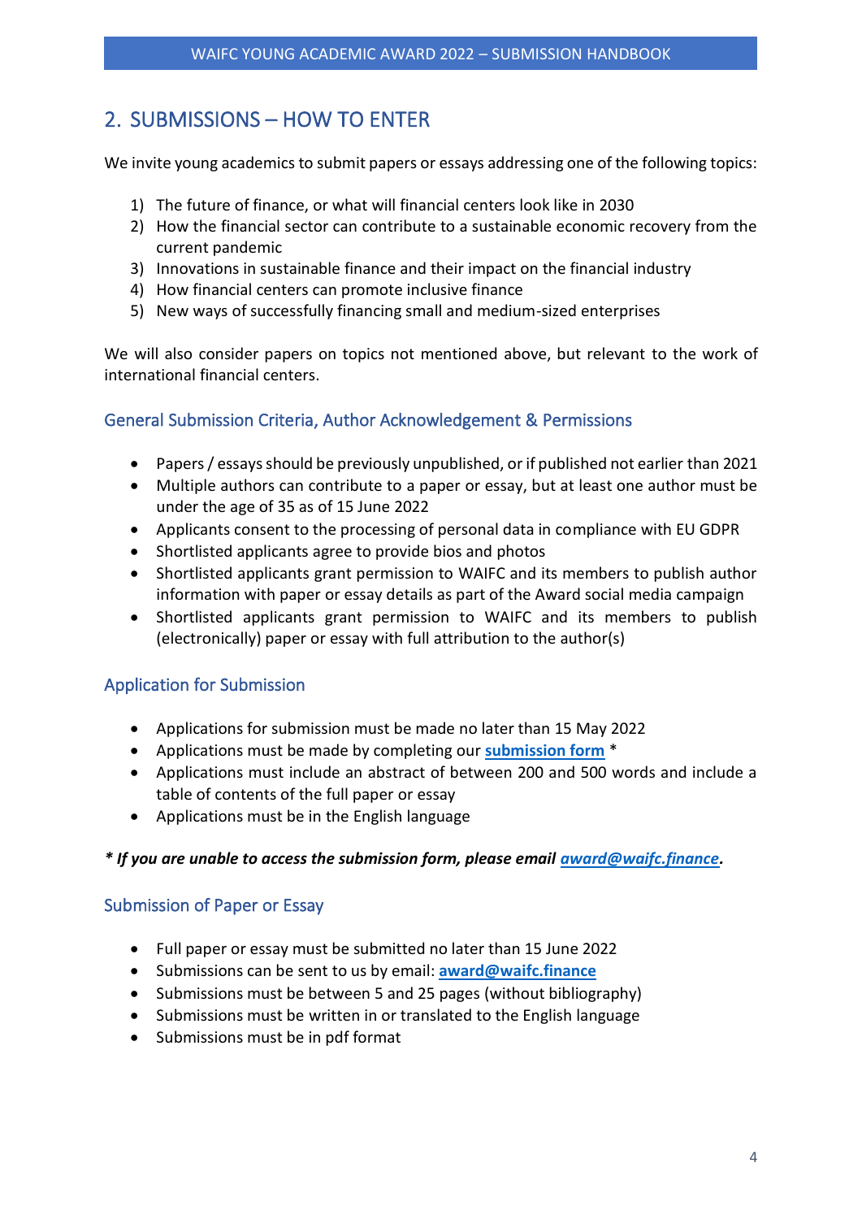## 2. SUBMISSIONS – HOW TO ENTER

We invite young academics to submit papers or essays addressing one of the following topics:

1) The future of finance, or what will financial centers look like in 2030
2) How the financial sector can contribute to a sustainable economic recovery from the current pandemic
3) Innovations in sustainable finance and their impact on the financial industry
4) How financial centers can promote inclusive finance
5) New ways of successfully financing small and medium-sized enterprises

We will also consider papers on topics not mentioned above, but relevant to the work of international financial centers.

### General Submission Criteria, Author Acknowledgement & Permissions

- Papers / essays should be previously unpublished, or if published not earlier than 2021
- Multiple authors can contribute to a paper or essay, but at least one author must be under the age of 35 as of 15 June 2022
- Applicants consent to the processing of personal data in compliance with EU GDPR
- Shortlisted applicants agree to provide bios and photos
- Shortlisted applicants grant permission to WAIFC and its members to publish author information with paper or essay details as part of the Award social media campaign
- Shortlisted applicants grant permission to WAIFC and its members to publish (electronically) paper or essay with full attribution to the author(s)

### Application for Submission

- Applications for submission must be made no later than 15 May 2022
- Applications must be made by completing our **submission form** *
- Applications must include an abstract of between 200 and 500 words and include a table of contents of the full paper or essay
- Applications must be in the English language

***\* If you are unable to access the submission form, please email award@waifc.finance.***

### Submission of Paper or Essay

- Full paper or essay must be submitted no later than 15 June 2022
- Submissions can be sent to us by email: **award@waifc.finance**
- Submissions must be between 5 and 25 pages (without bibliography)
- Submissions must be written in or translated to the English language
- Submissions must be in pdf format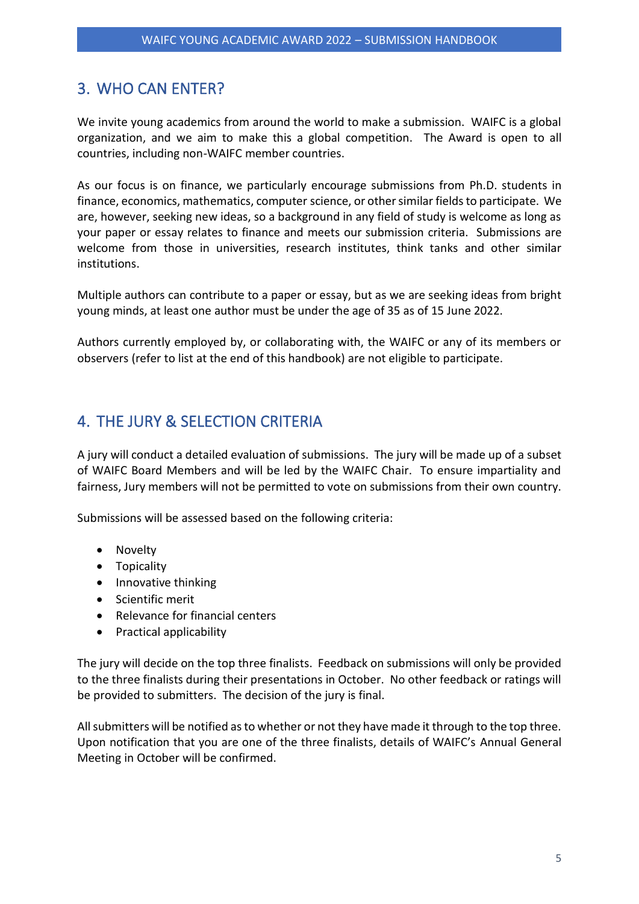## 3. WHO CAN ENTER?

We invite young academics from around the world to make a submission. WAIFC is a global organization, and we aim to make this a global competition. The Award is open to all countries, including non-WAIFC member countries.

As our focus is on finance, we particularly encourage submissions from Ph.D. students in finance, economics, mathematics, computer science, or other similar fields to participate. We are, however, seeking new ideas, so a background in any field of study is welcome as long as your paper or essay relates to finance and meets our submission criteria. Submissions are welcome from those in universities, research institutes, think tanks and other similar institutions.

Multiple authors can contribute to a paper or essay, but as we are seeking ideas from bright young minds, at least one author must be under the age of 35 as of 15 June 2022.

Authors currently employed by, or collaborating with, the WAIFC or any of its members or observers (refer to list at the end of this handbook) are not eligible to participate.

## 4. THE JURY & SELECTION CRITERIA

A jury will conduct a detailed evaluation of submissions. The jury will be made up of a subset of WAIFC Board Members and will be led by the WAIFC Chair. To ensure impartiality and fairness, Jury members will not be permitted to vote on submissions from their own country.

Submissions will be assessed based on the following criteria:

- Novelty
- Topicality
- Innovative thinking
- Scientific merit
- Relevance for financial centers
- Practical applicability

The jury will decide on the top three finalists. Feedback on submissions will only be provided to the three finalists during their presentations in October. No other feedback or ratings will be provided to submitters. The decision of the jury is final.

All submitters will be notified as to whether or not they have made it through to the top three. Upon notification that you are one of the three finalists, details of WAIFC's Annual General Meeting in October will be confirmed.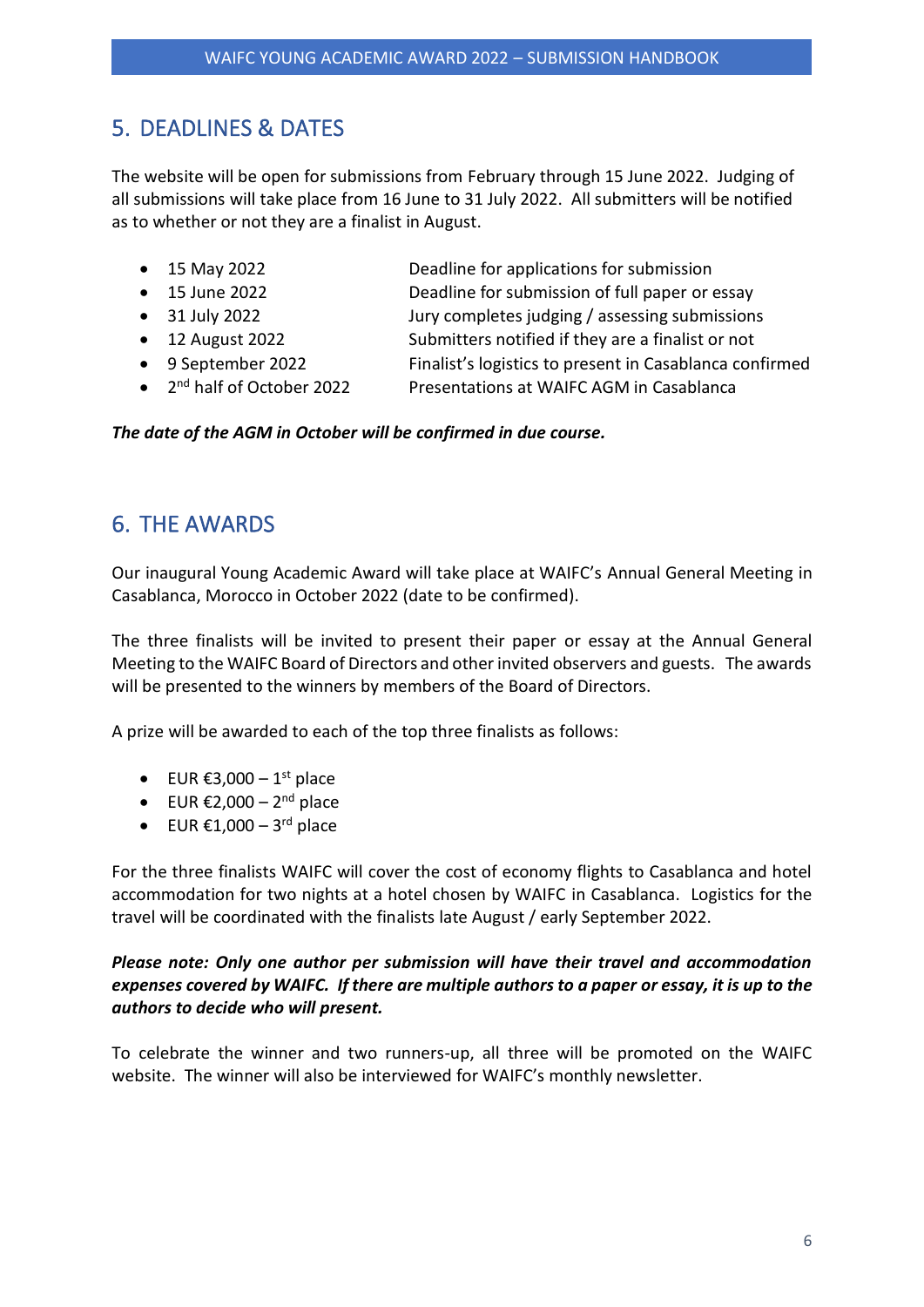## 5. DEADLINES & DATES

The website will be open for submissions from February through 15 June 2022. Judging of all submissions will take place from 16 June to 31 July 2022. All submitters will be notified as to whether or not they are a finalist in August.

- 15 May 2022 — Deadline for applications for submission
- 15 June 2022 — Deadline for submission of full paper or essay
- 31 July 2022 — Jury completes judging / assessing submissions
- 12 August 2022 — Submitters notified if they are a finalist or not
- 9 September 2022 — Finalist's logistics to present in Casablanca confirmed
- 2nd half of October 2022 — Presentations at WAIFC AGM in Casablanca

***The date of the AGM in October will be confirmed in due course.***

## 6. THE AWARDS

Our inaugural Young Academic Award will take place at WAIFC's Annual General Meeting in Casablanca, Morocco in October 2022 (date to be confirmed).

The three finalists will be invited to present their paper or essay at the Annual General Meeting to the WAIFC Board of Directors and other invited observers and guests. The awards will be presented to the winners by members of the Board of Directors.

A prize will be awarded to each of the top three finalists as follows:

- EUR €3,000 – 1st place
- EUR €2,000 – 2nd place
- EUR €1,000 – 3rd place

For the three finalists WAIFC will cover the cost of economy flights to Casablanca and hotel accommodation for two nights at a hotel chosen by WAIFC in Casablanca. Logistics for the travel will be coordinated with the finalists late August / early September 2022.

***Please note: Only one author per submission will have their travel and accommodation expenses covered by WAIFC. If there are multiple authors to a paper or essay, it is up to the authors to decide who will present.***

To celebrate the winner and two runners-up, all three will be promoted on the WAIFC website. The winner will also be interviewed for WAIFC's monthly newsletter.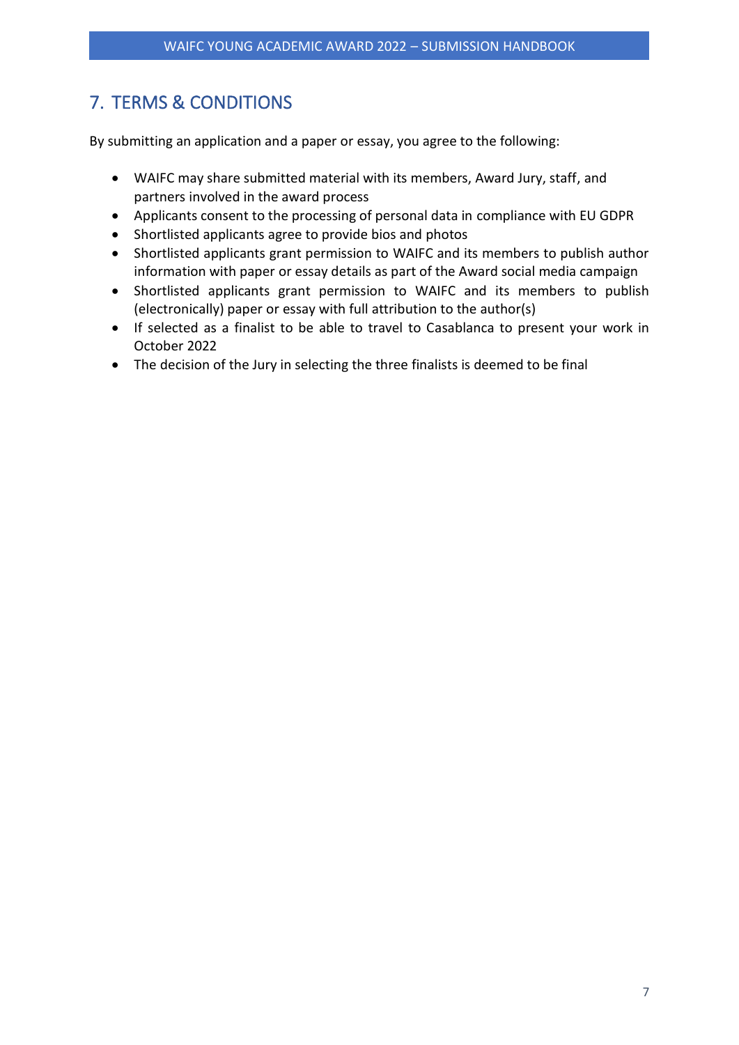## 7. TERMS & CONDITIONS

By submitting an application and a paper or essay, you agree to the following:

- WAIFC may share submitted material with its members, Award Jury, staff, and partners involved in the award process
- Applicants consent to the processing of personal data in compliance with EU GDPR
- Shortlisted applicants agree to provide bios and photos
- Shortlisted applicants grant permission to WAIFC and its members to publish author information with paper or essay details as part of the Award social media campaign
- Shortlisted applicants grant permission to WAIFC and its members to publish (electronically) paper or essay with full attribution to the author(s)
- If selected as a finalist to be able to travel to Casablanca to present your work in October 2022
- The decision of the Jury in selecting the three finalists is deemed to be final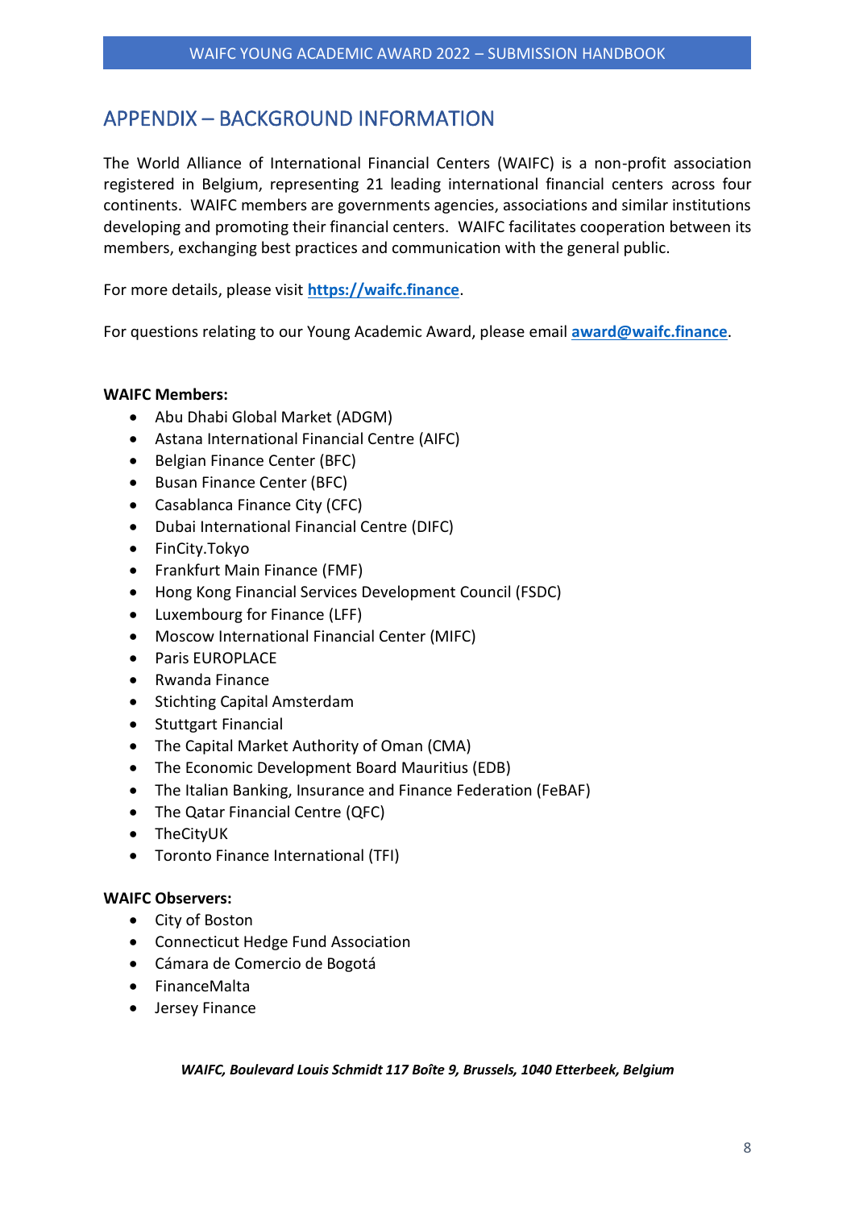## APPENDIX – BACKGROUND INFORMATION

The World Alliance of International Financial Centers (WAIFC) is a non-profit association registered in Belgium, representing 21 leading international financial centers across four continents. WAIFC members are governments agencies, associations and similar institutions developing and promoting their financial centers. WAIFC facilitates cooperation between its members, exchanging best practices and communication with the general public.

For more details, please visit **https://waifc.finance**.

For questions relating to our Young Academic Award, please email **award@waifc.finance**.

**WAIFC Members:**

- Abu Dhabi Global Market (ADGM)
- Astana International Financial Centre (AIFC)
- Belgian Finance Center (BFC)
- Busan Finance Center (BFC)
- Casablanca Finance City (CFC)
- Dubai International Financial Centre (DIFC)
- FinCity.Tokyo
- Frankfurt Main Finance (FMF)
- Hong Kong Financial Services Development Council (FSDC)
- Luxembourg for Finance (LFF)
- Moscow International Financial Center (MIFC)
- Paris EUROPLACE
- Rwanda Finance
- Stichting Capital Amsterdam
- Stuttgart Financial
- The Capital Market Authority of Oman (CMA)
- The Economic Development Board Mauritius (EDB)
- The Italian Banking, Insurance and Finance Federation (FeBAF)
- The Qatar Financial Centre (QFC)
- TheCityUK
- Toronto Finance International (TFI)

**WAIFC Observers:**

- City of Boston
- Connecticut Hedge Fund Association
- Cámara de Comercio de Bogotá
- FinanceMalta
- Jersey Finance

*WAIFC, Boulevard Louis Schmidt 117 Boîte 9, Brussels, 1040 Etterbeek, Belgium*